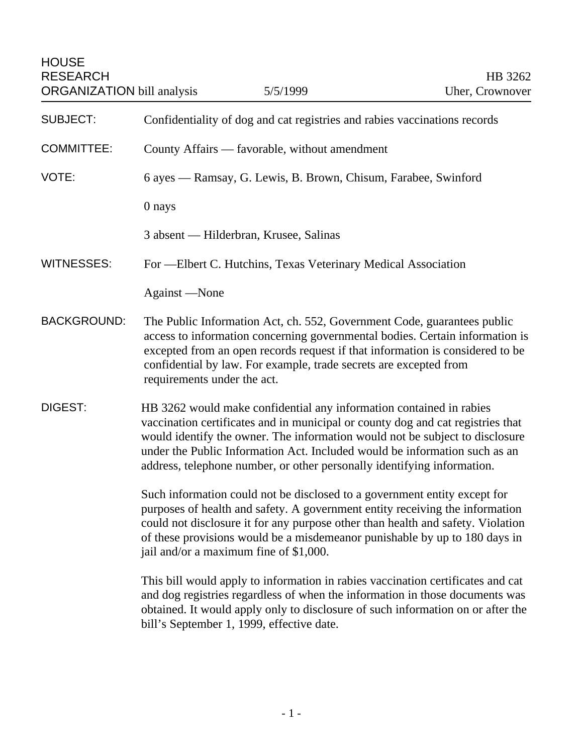HOUSE RESEARCH ORGANIZATION bill analysis — 5/5/1999 — HB 3262 — Uher, Crownover

**SUBJECT:** Confidentiality of dog and cat registries and rabies vaccinations records

**COMMITTEE:** County Affairs — favorable, without amendment

**VOTE:** 6 ayes — Ramsay, G. Lewis, B. Brown, Chisum, Farabee, Swinford

0 nays

3 absent — Hilderbran, Krusee, Salinas

**WITNESSES:** For —Elbert C. Hutchins, Texas Veterinary Medical Association

Against —None

**BACKGROUND:** The Public Information Act, ch. 552, Government Code, guarantees public access to information concerning governmental bodies. Certain information is excepted from an open records request if that information is considered to be confidential by law. For example, trade secrets are excepted from requirements under the act.

**DIGEST:** HB 3262 would make confidential any information contained in rabies vaccination certificates and in municipal or county dog and cat registries that would identify the owner. The information would not be subject to disclosure under the Public Information Act. Included would be information such as an address, telephone number, or other personally identifying information.

Such information could not be disclosed to a government entity except for purposes of health and safety. A government entity receiving the information could not disclosure it for any purpose other than health and safety. Violation of these provisions would be a misdemeanor punishable by up to 180 days in jail and/or a maximum fine of $1,000.

This bill would apply to information in rabies vaccination certificates and cat and dog registries regardless of when the information in those documents was obtained. It would apply only to disclosure of such information on or after the bill's September 1, 1999, effective date.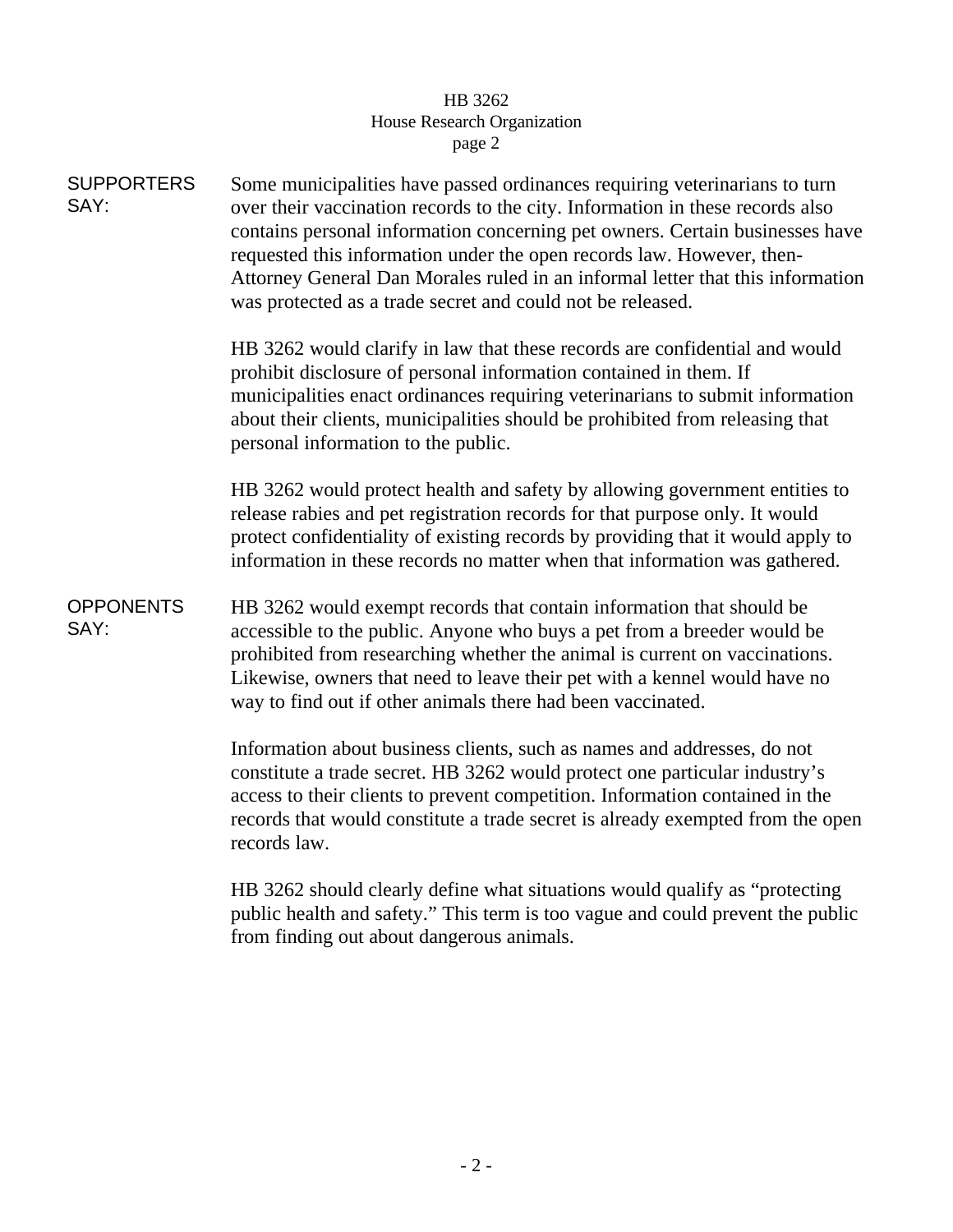**SUPPORTERS SAY:**

Some municipalities have passed ordinances requiring veterinarians to turn over their vaccination records to the city. Information in these records also contains personal information concerning pet owners. Certain businesses have requested this information under the open records law. However, then-Attorney General Dan Morales ruled in an informal letter that this information was protected as a trade secret and could not be released.

HB 3262 would clarify in law that these records are confidential and would prohibit disclosure of personal information contained in them. If municipalities enact ordinances requiring veterinarians to submit information about their clients, municipalities should be prohibited from releasing that personal information to the public.

HB 3262 would protect health and safety by allowing government entities to release rabies and pet registration records for that purpose only. It would protect confidentiality of existing records by providing that it would apply to information in these records no matter when that information was gathered.

**OPPONENTS SAY:**

HB 3262 would exempt records that contain information that should be accessible to the public. Anyone who buys a pet from a breeder would be prohibited from researching whether the animal is current on vaccinations. Likewise, owners that need to leave their pet with a kennel would have no way to find out if other animals there had been vaccinated.

Information about business clients, such as names and addresses, do not constitute a trade secret. HB 3262 would protect one particular industry's access to their clients to prevent competition. Information contained in the records that would constitute a trade secret is already exempted from the open records law.

HB 3262 should clearly define what situations would qualify as "protecting public health and safety." This term is too vague and could prevent the public from finding out about dangerous animals.